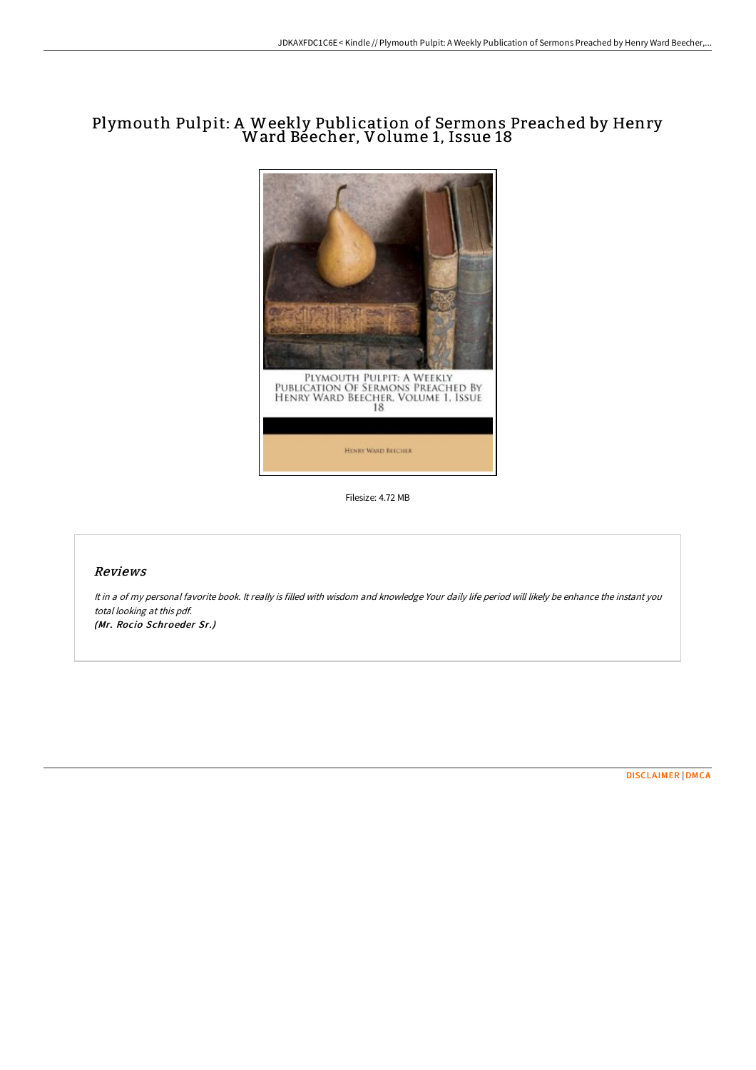# Plymouth Pulpit: A Weekly Publication of Sermons Preached by Henry Ward Beecher, Volume 1, Issue 18

Filesize: 4.72 MB

## Reviews

*It in a of my personal favorite book. It really is filled with wisdom and knowledge Your daily life period will likely be enhance the instant you total looking at this pdf.*

***(Mr. Rocio Schroeder Sr.)***

DISCLAIMER | DMCA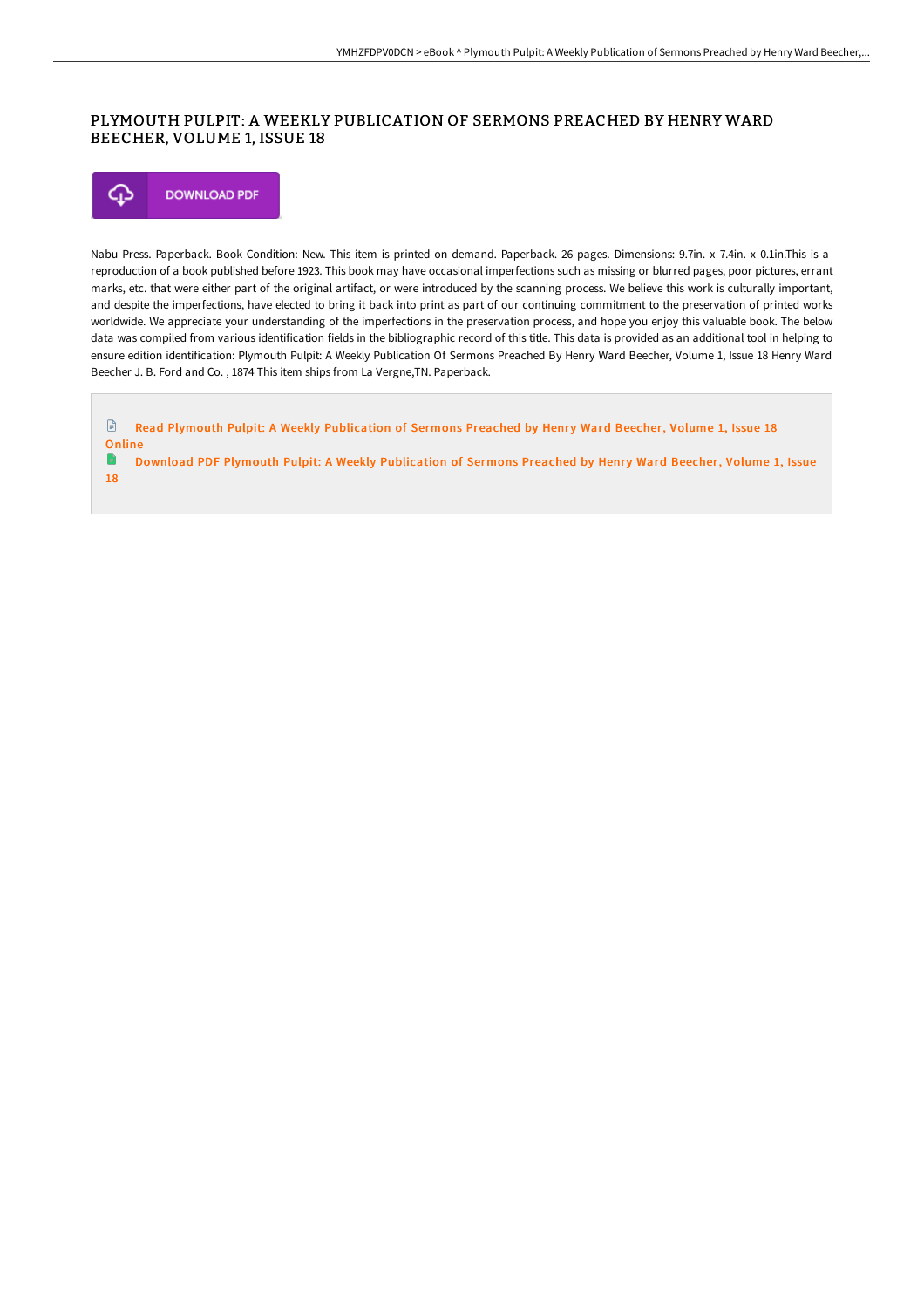# PLYMOUTH PULPIT: A WEEKLY PUBLICATION OF SERMONS PREACHED BY HENRY WARD BEECHER, VOLUME 1, ISSUE 18

DOWNLOAD PDF

Nabu Press. Paperback. Book Condition: New. This item is printed on demand. Paperback. 26 pages. Dimensions: 9.7in. x 7.4in. x 0.1in.This is a reproduction of a book published before 1923. This book may have occasional imperfections such as missing or blurred pages, poor pictures, errant marks, etc. that were either part of the original artifact, or were introduced by the scanning process. We believe this work is culturally important, and despite the imperfections, have elected to bring it back into print as part of our continuing commitment to the preservation of printed works worldwide. We appreciate your understanding of the imperfections in the preservation process, and hope you enjoy this valuable book. The below data was compiled from various identification fields in the bibliographic record of this title. This data is provided as an additional tool in helping to ensure edition identification: Plymouth Pulpit: A Weekly Publication Of Sermons Preached By Henry Ward Beecher, Volume 1, Issue 18 Henry Ward Beecher J. B. Ford and Co. , 1874 This item ships from La Vergne,TN. Paperback.

Read Plymouth Pulpit: A Weekly Publication of Sermons Preached by Henry Ward Beecher, Volume 1, Issue 18 Online

Download PDF Plymouth Pulpit: A Weekly Publication of Sermons Preached by Henry Ward Beecher, Volume 1, Issue 18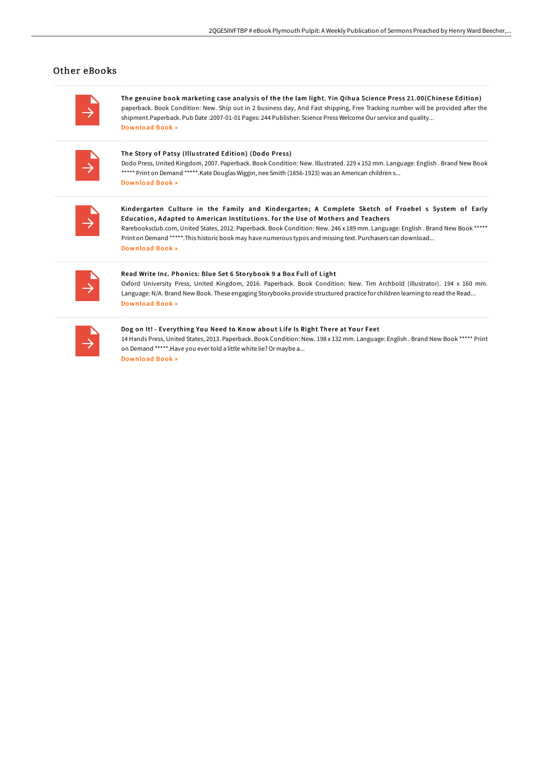## Other eBooks

**The genuine book marketing case analysis of the the lam light. Yin Qihua Science Press 21.00(Chinese Edition)**
paperback. Book Condition: New. Ship out in 2 business day, And Fast shipping, Free Tracking number will be provided after the shipment.Paperback. Pub Date :2007-01-01 Pages: 244 Publisher: Science Press Welcome Our service and quality...
Download Book »

**The Story of Patsy (Illustrated Edition) (Dodo Press)**
Dodo Press, United Kingdom, 2007. Paperback. Book Condition: New. Illustrated. 229 x 152 mm. Language: English . Brand New Book ***** Print on Demand *****.Kate Douglas Wiggin, nee Smith (1856-1923) was an American children s...
Download Book »

**Kindergarten Culture in the Family and Kindergarten; A Complete Sketch of Froebel s System of Early Education, Adapted to American Institutions. for the Use of Mothers and Teachers**
Rarebooksclub.com, United States, 2012. Paperback. Book Condition: New. 246 x 189 mm. Language: English . Brand New Book ***** Print on Demand *****.This historic book may have numerous typos and missing text. Purchasers can download...
Download Book »

**Read Write Inc. Phonics: Blue Set 6 Storybook 9 a Box Full of Light**
Oxford University Press, United Kingdom, 2016. Paperback. Book Condition: New. Tim Archbold (illustrator). 194 x 160 mm. Language: N/A. Brand New Book. These engaging Storybooks provide structured practice for children learning to read the Read...
Download Book »

**Dog on It! - Everything You Need to Know about Life Is Right There at Your Feet**
14 Hands Press, United States, 2013. Paperback. Book Condition: New. 198 x 132 mm. Language: English . Brand New Book ***** Print on Demand *****.Have you ever told a little white lie? Or maybe a...
Download Book »